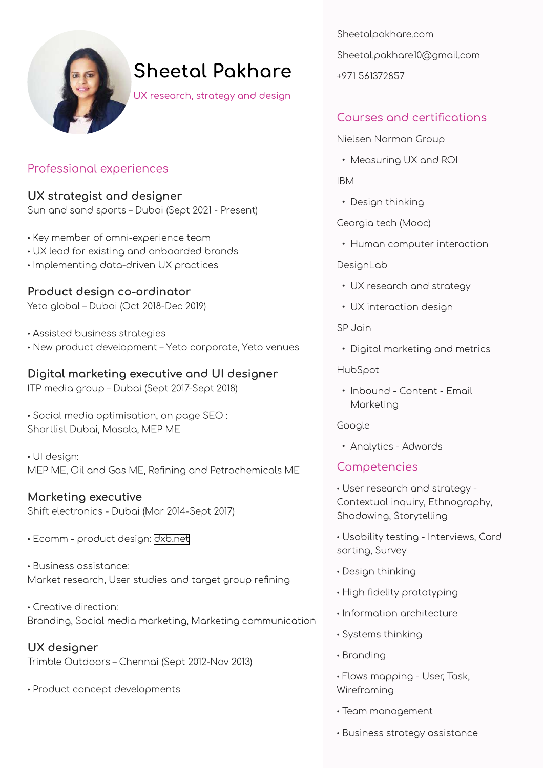# Sheetal Pakhare

UX research, strategy and design

Sheetalpakhare.com

Sheetal.pakhare10@gmail.com

+971 561372857

## Professional experiences

### UX strategist and designer

Sun and sand sports – Dubai (Sept 2021 - Present)

- Key member of omni-experience team
- UX lead for existing and onboarded brands
- Implementing data-driven UX practices

### Product design co-ordinator

Yeto global – Dubai (Oct 2018-Dec 2019)

- Assisted business strategies
- New product development – Yeto corporate, Yeto venues

### Digital marketing executive and UI designer

ITP media group – Dubai (Sept 2017-Sept 2018)

- Social media optimisation, on page SEO : Shortlist Dubai, Masala, MEP ME
- UI design: MEP ME, Oil and Gas ME, Refining and Petrochemicals ME

### Marketing executive

Shift electronics - Dubai (Mar 2014-Sept 2017)

- Ecomm - product design: dxb.net
- Business assistance: Market research, User studies and target group refining
- Creative direction: Branding, Social media marketing, Marketing communication

### UX designer

Trimble Outdoors – Chennai (Sept 2012-Nov 2013)

- Product concept developments

## Courses and certifications

Nielsen Norman Group

- Measuring UX and ROI

IBM

- Design thinking

Georgia tech (Mooc)

- Human computer interaction

DesignLab

- UX research and strategy
- UX interaction design

SP Jain

- Digital marketing and metrics

HubSpot

- Inbound - Content - Email Marketing

Google

- Analytics - Adwords

## Competencies

- User research and strategy - Contextual inquiry, Ethnography, Shadowing, Storytelling
- Usability testing - Interviews, Card sorting, Survey
- Design thinking
- High fidelity prototyping
- Information architecture
- Systems thinking
- Branding
- Flows mapping - User, Task, Wireframing
- Team management
- Business strategy assistance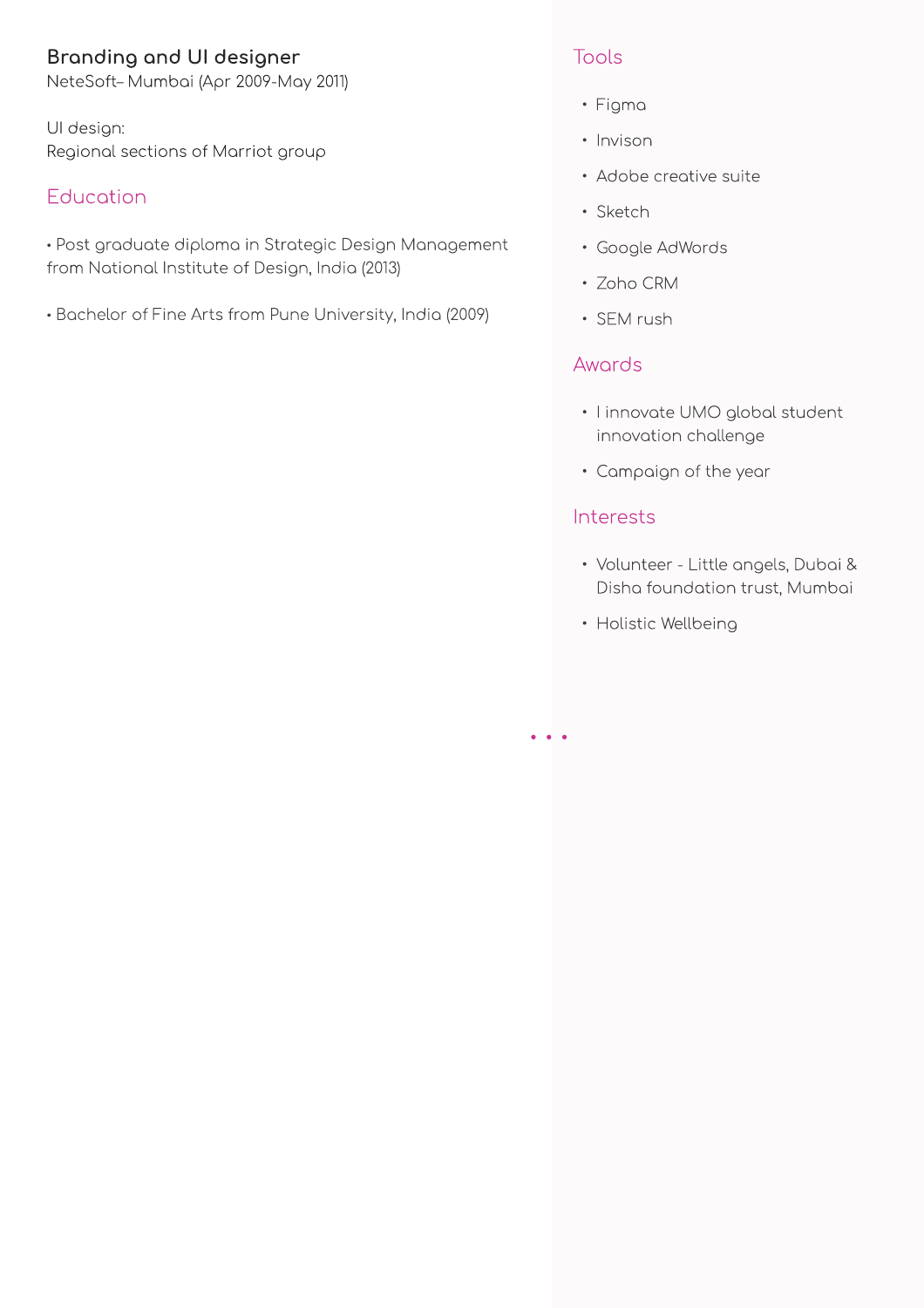**Branding and UI designer**
NeteSoft– Mumbai (Apr 2009-May 2011)

UI design:
Regional sections of Marriot group

## Education

• Post graduate diploma in Strategic Design Management from National Institute of Design, India (2013)

• Bachelor of Fine Arts from Pune University, India (2009)

## Tools

- Figma
- Invison
- Adobe creative suite
- Sketch
- Google AdWords
- Zoho CRM
- SEM rush

## Awards

- I innovate UMO global student innovation challenge
- Campaign of the year

## Interests

- Volunteer - Little angels, Dubai & Disha foundation trust, Mumbai
- Holistic Wellbeing